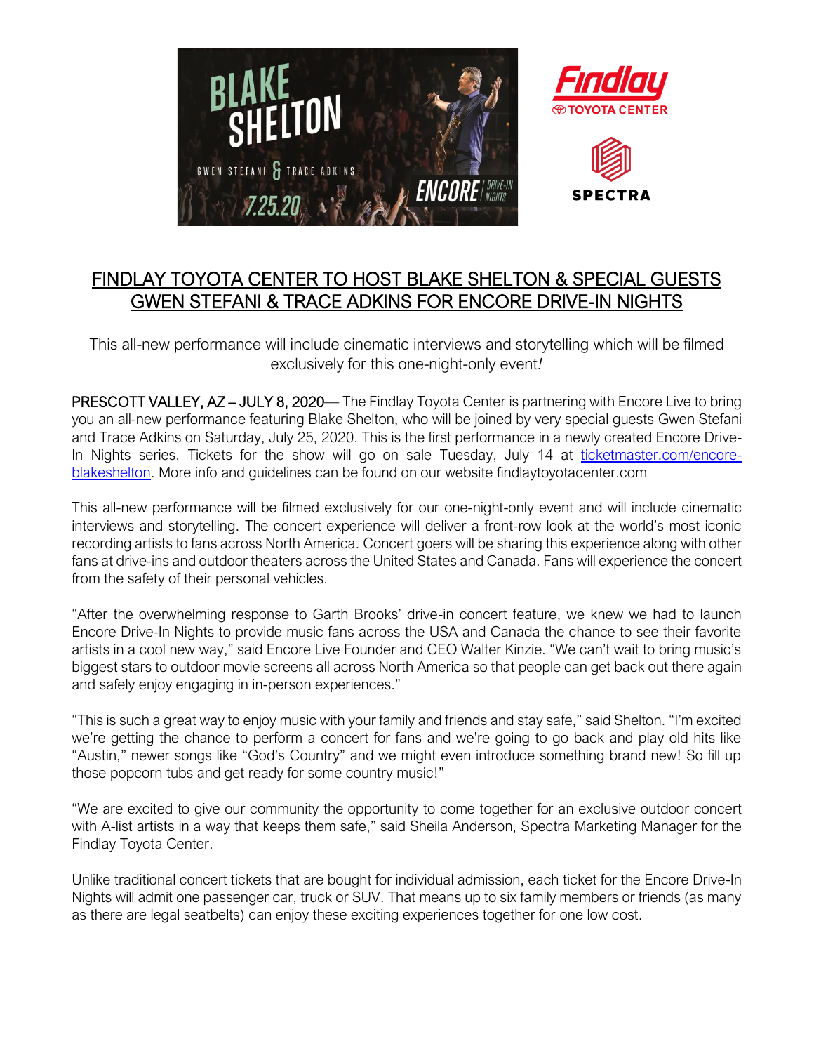# FINDLAY TOYOTA CENTER TO HOST BLAKE SHELTON & SPECIAL GUESTS GWEN STEFANI & TRACE ADKINS FOR ENCORE DRIVE-IN NIGHTS

This all-new performance will include cinematic interviews and storytelling which will be filmed exclusively for this one-night-only event*!*

**PRESCOTT VALLEY, AZ – JULY 8, 2020**— The Findlay Toyota Center is partnering with Encore Live to bring you an all-new performance featuring Blake Shelton, who will be joined by very special guests Gwen Stefani and Trace Adkins on Saturday, July 25, 2020. This is the first performance in a newly created Encore Drive-In Nights series. Tickets for the show will go on sale Tuesday, July 14 at [ticketmaster.com/encore-blakeshelton](ticketmaster.com/encore-blakeshelton). More info and guidelines can be found on our website findlaytoyotacenter.com

This all-new performance will be filmed exclusively for our one-night-only event and will include cinematic interviews and storytelling. The concert experience will deliver a front-row look at the world's most iconic recording artists to fans across North America. Concert goers will be sharing this experience along with other fans at drive-ins and outdoor theaters across the United States and Canada. Fans will experience the concert from the safety of their personal vehicles.

"After the overwhelming response to Garth Brooks' drive-in concert feature, we knew we had to launch Encore Drive-In Nights to provide music fans across the USA and Canada the chance to see their favorite artists in a cool new way," said Encore Live Founder and CEO Walter Kinzie. "We can't wait to bring music's biggest stars to outdoor movie screens all across North America so that people can get back out there again and safely enjoy engaging in in-person experiences."

"This is such a great way to enjoy music with your family and friends and stay safe," said Shelton. "I'm excited we're getting the chance to perform a concert for fans and we're going to go back and play old hits like "Austin," newer songs like "God's Country" and we might even introduce something brand new! So fill up those popcorn tubs and get ready for some country music!"

"We are excited to give our community the opportunity to come together for an exclusive outdoor concert with A-list artists in a way that keeps them safe," said Sheila Anderson, Spectra Marketing Manager for the Findlay Toyota Center.

Unlike traditional concert tickets that are bought for individual admission, each ticket for the Encore Drive-In Nights will admit one passenger car, truck or SUV. That means up to six family members or friends (as many as there are legal seatbelts) can enjoy these exciting experiences together for one low cost.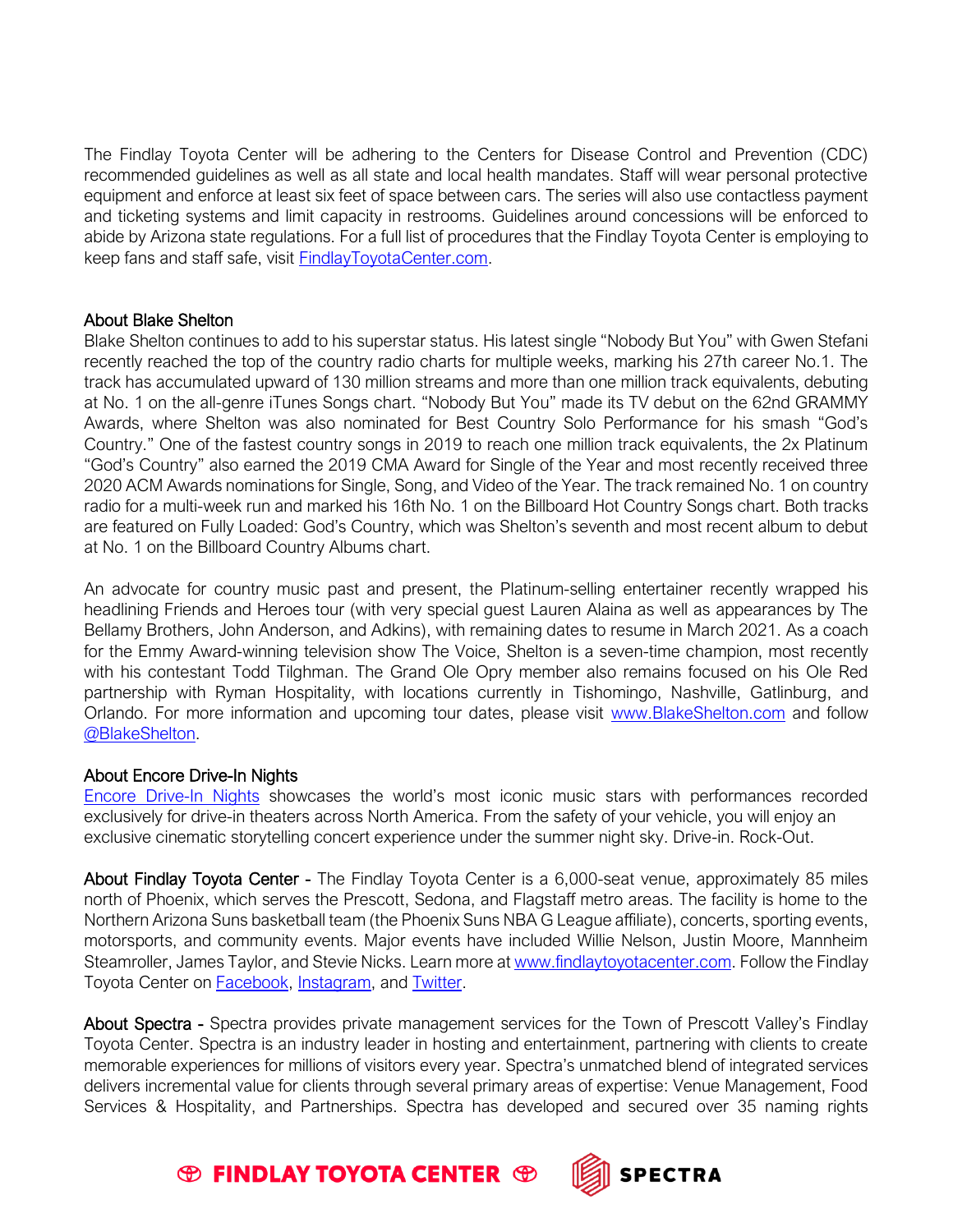The Findlay Toyota Center will be adhering to the Centers for Disease Control and Prevention (CDC) recommended guidelines as well as all state and local health mandates. Staff will wear personal protective equipment and enforce at least six feet of space between cars. The series will also use contactless payment and ticketing systems and limit capacity in restrooms. Guidelines around concessions will be enforced to abide by Arizona state regulations. For a full list of procedures that the Findlay Toyota Center is employing to keep fans and staff safe, visit [FindlayToyotaCenter.com](FindlayToyotaCenter.com).

**About Blake Shelton**

Blake Shelton continues to add to his superstar status. His latest single "Nobody But You" with Gwen Stefani recently reached the top of the country radio charts for multiple weeks, marking his 27th career No.1. The track has accumulated upward of 130 million streams and more than one million track equivalents, debuting at No. 1 on the all-genre iTunes Songs chart. "Nobody But You" made its TV debut on the 62nd GRAMMY Awards, where Shelton was also nominated for Best Country Solo Performance for his smash "God's Country." One of the fastest country songs in 2019 to reach one million track equivalents, the 2x Platinum "God's Country" also earned the 2019 CMA Award for Single of the Year and most recently received three 2020 ACM Awards nominations for Single, Song, and Video of the Year. The track remained No. 1 on country radio for a multi-week run and marked his 16th No. 1 on the Billboard Hot Country Songs chart. Both tracks are featured on Fully Loaded: God's Country, which was Shelton's seventh and most recent album to debut at No. 1 on the Billboard Country Albums chart.

An advocate for country music past and present, the Platinum-selling entertainer recently wrapped his headlining Friends and Heroes tour (with very special guest Lauren Alaina as well as appearances by The Bellamy Brothers, John Anderson, and Adkins), with remaining dates to resume in March 2021. As a coach for the Emmy Award-winning television show The Voice, Shelton is a seven-time champion, most recently with his contestant Todd Tilghman. The Grand Ole Opry member also remains focused on his Ole Red partnership with Ryman Hospitality, with locations currently in Tishomingo, Nashville, Gatlinburg, and Orlando. For more information and upcoming tour dates, please visit [www.BlakeShelton.com](www.BlakeShelton.com) and follow @BlakeShelton.

**About Encore Drive-In Nights**

Encore Drive-In Nights showcases the world's most iconic music stars with performances recorded exclusively for drive-in theaters across North America. From the safety of your vehicle, you will enjoy an exclusive cinematic storytelling concert experience under the summer night sky. Drive-in. Rock-Out.

**About Findlay Toyota Center -** The Findlay Toyota Center is a 6,000-seat venue, approximately 85 miles north of Phoenix, which serves the Prescott, Sedona, and Flagstaff metro areas. The facility is home to the Northern Arizona Suns basketball team (the Phoenix Suns NBA G League affiliate), concerts, sporting events, motorsports, and community events. Major events have included Willie Nelson, Justin Moore, Mannheim Steamroller, James Taylor, and Stevie Nicks. Learn more at [www.findlaytoyotacenter.com](www.findlaytoyotacenter.com). Follow the Findlay Toyota Center on Facebook, Instagram, and Twitter.

**About Spectra -** Spectra provides private management services for the Town of Prescott Valley's Findlay Toyota Center. Spectra is an industry leader in hosting and entertainment, partnering with clients to create memorable experiences for millions of visitors every year. Spectra's unmatched blend of integrated services delivers incremental value for clients through several primary areas of expertise: Venue Management, Food Services & Hospitality, and Partnerships. Spectra has developed and secured over 35 naming rights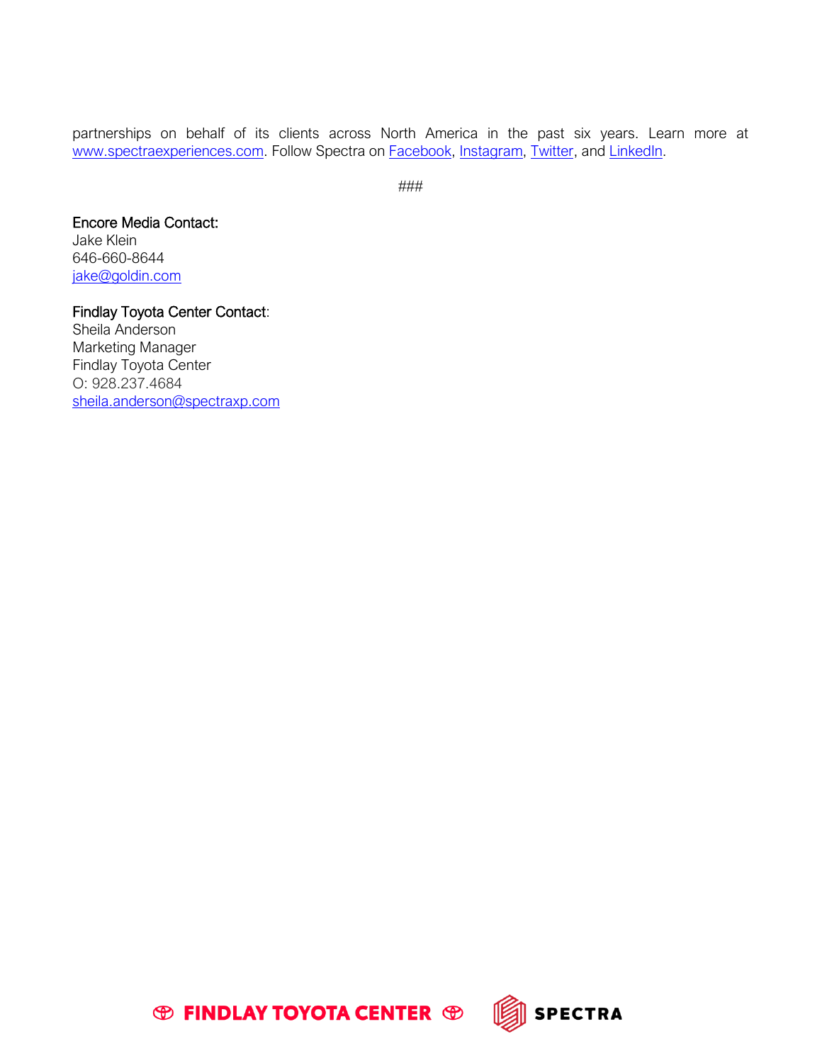partnerships on behalf of its clients across North America in the past six years. Learn more at www.spectraexperiences.com. Follow Spectra on Facebook, Instagram, Twitter, and LinkedIn.

###

Encore Media Contact:
Jake Klein
646-660-8644
jake@goldin.com

Findlay Toyota Center Contact:
Sheila Anderson
Marketing Manager
Findlay Toyota Center
O: 928.237.4684
sheila.anderson@spectraxp.com